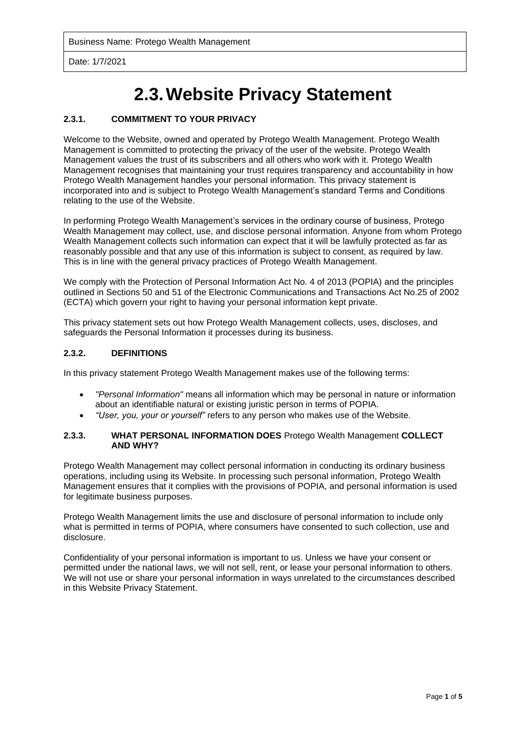| Business Name: Protego Wealth Management |
| --- |
| Date: 1/7/2021 |

# 2.3. Website Privacy Statement

### 2.3.1. COMMITMENT TO YOUR PRIVACY

Welcome to the Website, owned and operated by Protego Wealth Management. Protego Wealth Management is committed to protecting the privacy of the user of the website. Protego Wealth Management values the trust of its subscribers and all others who work with it. Protego Wealth Management recognises that maintaining your trust requires transparency and accountability in how Protego Wealth Management handles your personal information. This privacy statement is incorporated into and is subject to Protego Wealth Management's standard Terms and Conditions relating to the use of the Website.

In performing Protego Wealth Management's services in the ordinary course of business, Protego Wealth Management may collect, use, and disclose personal information. Anyone from whom Protego Wealth Management collects such information can expect that it will be lawfully protected as far as reasonably possible and that any use of this information is subject to consent, as required by law. This is in line with the general privacy practices of Protego Wealth Management.

We comply with the Protection of Personal Information Act No. 4 of 2013 (POPIA) and the principles outlined in Sections 50 and 51 of the Electronic Communications and Transactions Act No.25 of 2002 (ECTA) which govern your right to having your personal information kept private.

This privacy statement sets out how Protego Wealth Management collects, uses, discloses, and safeguards the Personal Information it processes during its business.

### 2.3.2. DEFINITIONS

In this privacy statement Protego Wealth Management makes use of the following terms:

- *"Personal Information"* means all information which may be personal in nature or information about an identifiable natural or existing juristic person in terms of POPIA.
- *"User, you, your or yourself"* refers to any person who makes use of the Website.

### 2.3.3. WHAT PERSONAL INFORMATION DOES Protego Wealth Management COLLECT AND WHY?

Protego Wealth Management may collect personal information in conducting its ordinary business operations, including using its Website. In processing such personal information, Protego Wealth Management ensures that it complies with the provisions of POPIA, and personal information is used for legitimate business purposes.

Protego Wealth Management limits the use and disclosure of personal information to include only what is permitted in terms of POPIA, where consumers have consented to such collection, use and disclosure.

Confidentiality of your personal information is important to us. Unless we have your consent or permitted under the national laws, we will not sell, rent, or lease your personal information to others. We will not use or share your personal information in ways unrelated to the circumstances described in this Website Privacy Statement.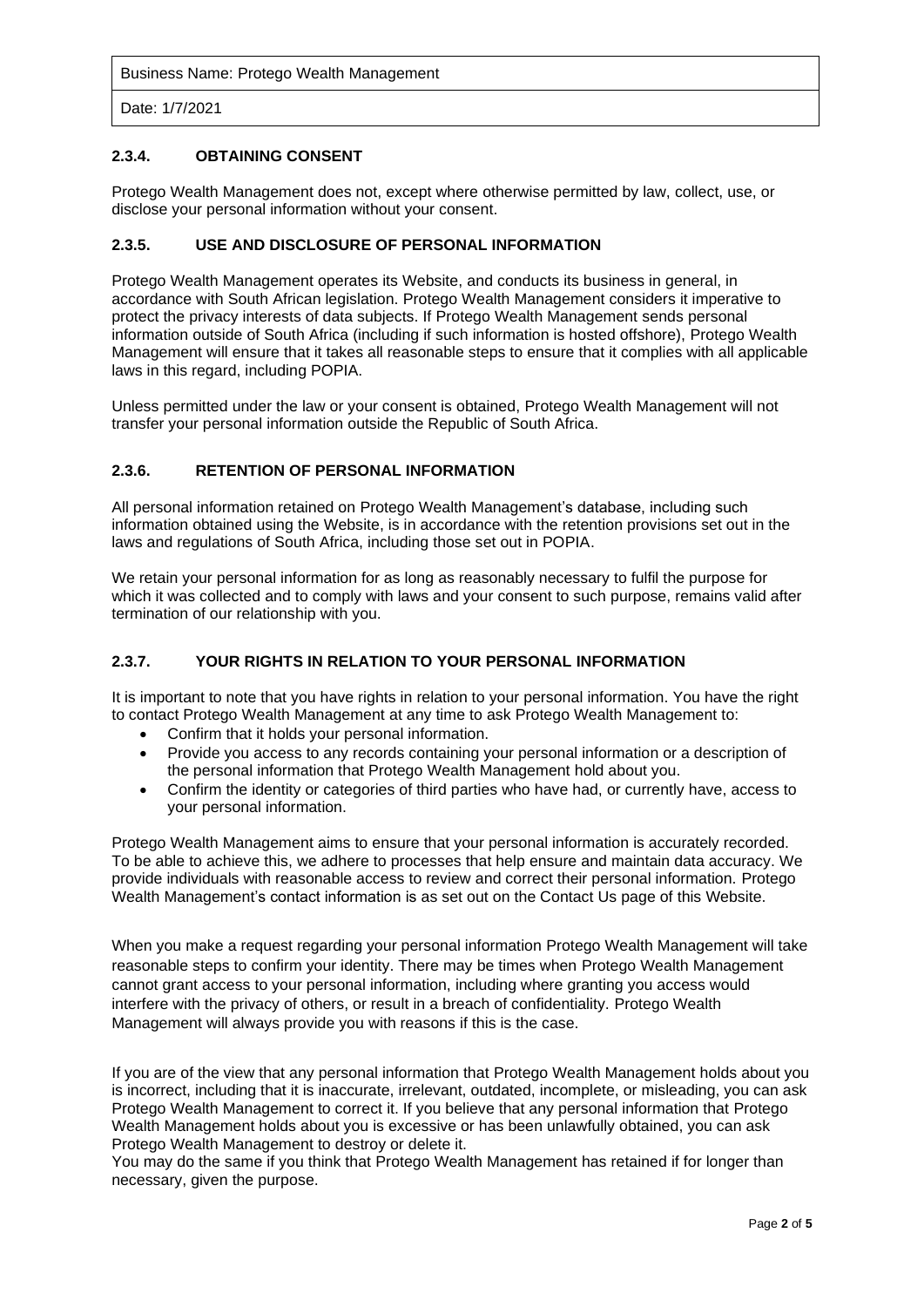| Business Name: Protego Wealth Management |
| --- |
| Date: 1/7/2021 |

### 2.3.4. OBTAINING CONSENT

Protego Wealth Management does not, except where otherwise permitted by law, collect, use, or disclose your personal information without your consent.

### 2.3.5. USE AND DISCLOSURE OF PERSONAL INFORMATION

Protego Wealth Management operates its Website, and conducts its business in general, in accordance with South African legislation. Protego Wealth Management considers it imperative to protect the privacy interests of data subjects. If Protego Wealth Management sends personal information outside of South Africa (including if such information is hosted offshore), Protego Wealth Management will ensure that it takes all reasonable steps to ensure that it complies with all applicable laws in this regard, including POPIA.

Unless permitted under the law or your consent is obtained, Protego Wealth Management will not transfer your personal information outside the Republic of South Africa.

### 2.3.6. RETENTION OF PERSONAL INFORMATION

All personal information retained on Protego Wealth Management's database, including such information obtained using the Website, is in accordance with the retention provisions set out in the laws and regulations of South Africa, including those set out in POPIA.

We retain your personal information for as long as reasonably necessary to fulfil the purpose for which it was collected and to comply with laws and your consent to such purpose, remains valid after termination of our relationship with you.

### 2.3.7. YOUR RIGHTS IN RELATION TO YOUR PERSONAL INFORMATION

It is important to note that you have rights in relation to your personal information. You have the right to contact Protego Wealth Management at any time to ask Protego Wealth Management to:

- Confirm that it holds your personal information.
- Provide you access to any records containing your personal information or a description of the personal information that Protego Wealth Management hold about you.
- Confirm the identity or categories of third parties who have had, or currently have, access to your personal information.

Protego Wealth Management aims to ensure that your personal information is accurately recorded. To be able to achieve this, we adhere to processes that help ensure and maintain data accuracy. We provide individuals with reasonable access to review and correct their personal information. Protego Wealth Management's contact information is as set out on the Contact Us page of this Website.

When you make a request regarding your personal information Protego Wealth Management will take reasonable steps to confirm your identity. There may be times when Protego Wealth Management cannot grant access to your personal information, including where granting you access would interfere with the privacy of others, or result in a breach of confidentiality. Protego Wealth Management will always provide you with reasons if this is the case.

If you are of the view that any personal information that Protego Wealth Management holds about you is incorrect, including that it is inaccurate, irrelevant, outdated, incomplete, or misleading, you can ask Protego Wealth Management to correct it. If you believe that any personal information that Protego Wealth Management holds about you is excessive or has been unlawfully obtained, you can ask Protego Wealth Management to destroy or delete it.
You may do the same if you think that Protego Wealth Management has retained if for longer than necessary, given the purpose.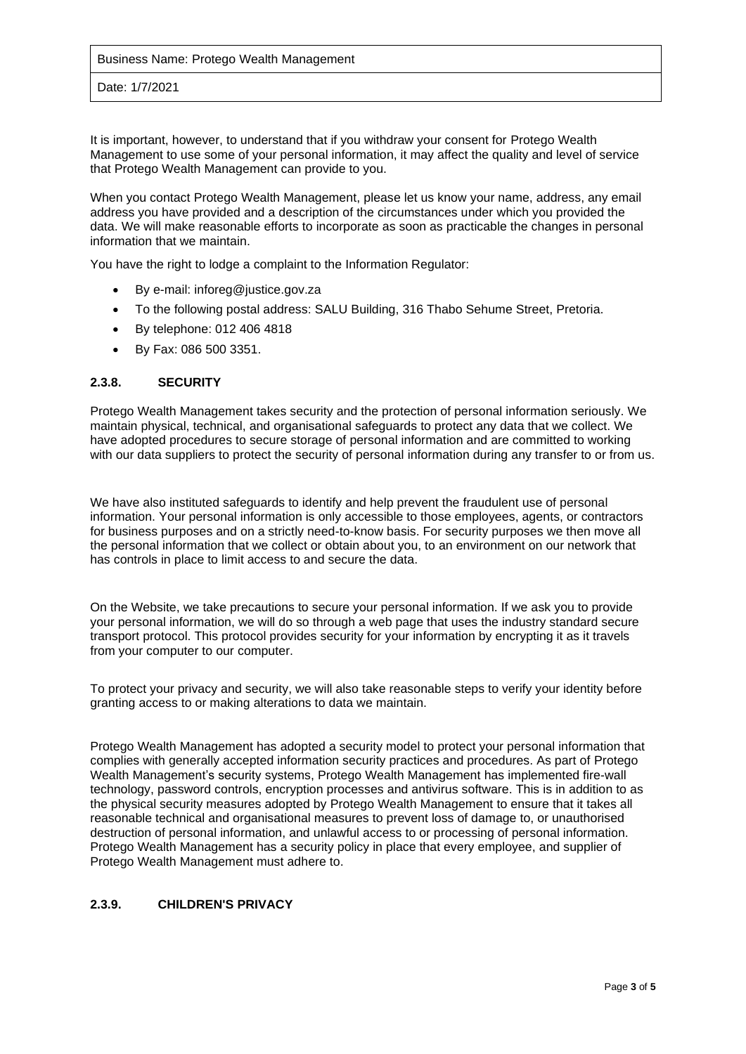| Business Name: Protego Wealth Management |
| --- |
| Date: 1/7/2021 |

It is important, however, to understand that if you withdraw your consent for Protego Wealth Management to use some of your personal information, it may affect the quality and level of service that Protego Wealth Management can provide to you.

When you contact Protego Wealth Management, please let us know your name, address, any email address you have provided and a description of the circumstances under which you provided the data. We will make reasonable efforts to incorporate as soon as practicable the changes in personal information that we maintain.

You have the right to lodge a complaint to the Information Regulator:

- By e-mail: inforeg@justice.gov.za
- To the following postal address: SALU Building, 316 Thabo Sehume Street, Pretoria.
- By telephone: 012 406 4818
- By Fax: 086 500 3351.

### 2.3.8. SECURITY

Protego Wealth Management takes security and the protection of personal information seriously. We maintain physical, technical, and organisational safeguards to protect any data that we collect. We have adopted procedures to secure storage of personal information and are committed to working with our data suppliers to protect the security of personal information during any transfer to or from us.

We have also instituted safeguards to identify and help prevent the fraudulent use of personal information. Your personal information is only accessible to those employees, agents, or contractors for business purposes and on a strictly need-to-know basis. For security purposes we then move all the personal information that we collect or obtain about you, to an environment on our network that has controls in place to limit access to and secure the data.

On the Website, we take precautions to secure your personal information. If we ask you to provide your personal information, we will do so through a web page that uses the industry standard secure transport protocol. This protocol provides security for your information by encrypting it as it travels from your computer to our computer.

To protect your privacy and security, we will also take reasonable steps to verify your identity before granting access to or making alterations to data we maintain.

Protego Wealth Management has adopted a security model to protect your personal information that complies with generally accepted information security practices and procedures. As part of Protego Wealth Management's security systems, Protego Wealth Management has implemented fire-wall technology, password controls, encryption processes and antivirus software. This is in addition to as the physical security measures adopted by Protego Wealth Management to ensure that it takes all reasonable technical and organisational measures to prevent loss of damage to, or unauthorised destruction of personal information, and unlawful access to or processing of personal information. Protego Wealth Management has a security policy in place that every employee, and supplier of Protego Wealth Management must adhere to.

### 2.3.9. CHILDREN'S PRIVACY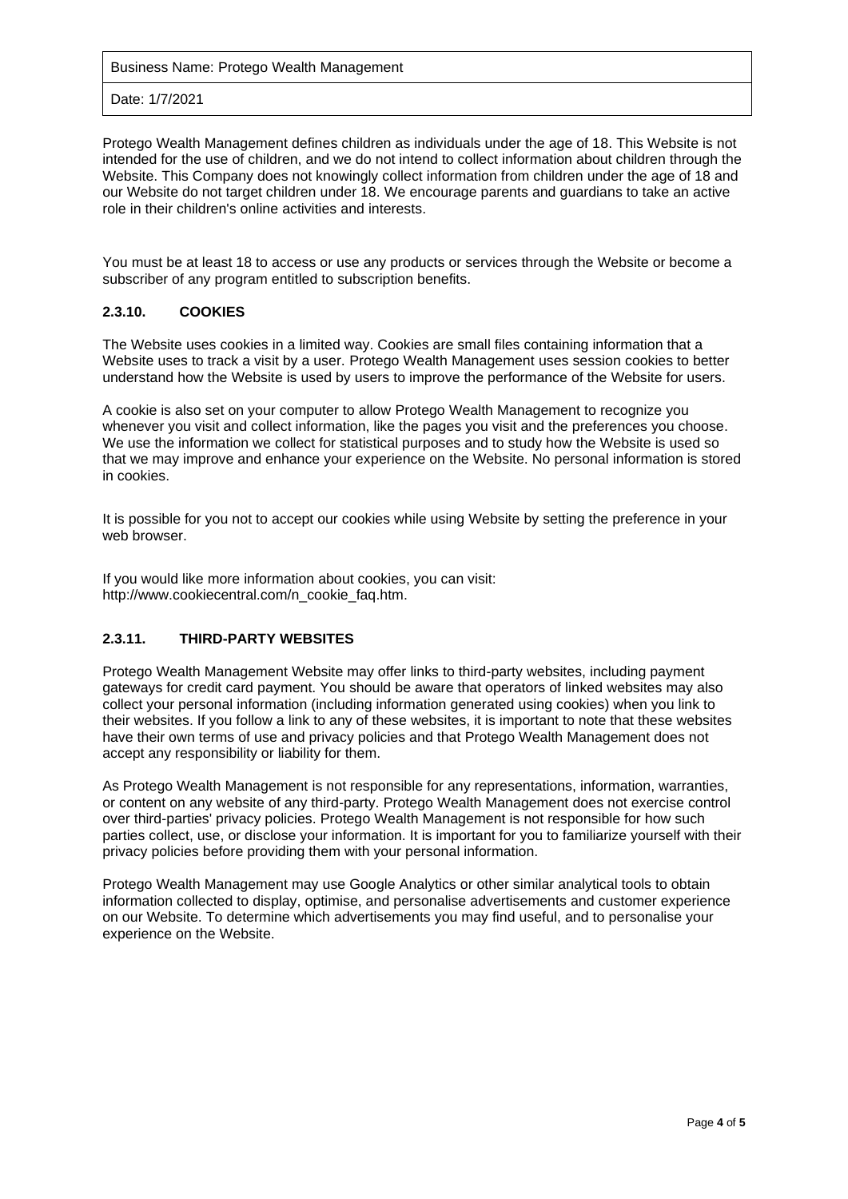| Business Name: Protego Wealth Management |
| --- |
| Date: 1/7/2021 |

Protego Wealth Management defines children as individuals under the age of 18. This Website is not intended for the use of children, and we do not intend to collect information about children through the Website. This Company does not knowingly collect information from children under the age of 18 and our Website do not target children under 18. We encourage parents and guardians to take an active role in their children's online activities and interests.

You must be at least 18 to access or use any products or services through the Website or become a subscriber of any program entitled to subscription benefits.

### 2.3.10. COOKIES

The Website uses cookies in a limited way. Cookies are small files containing information that a Website uses to track a visit by a user. Protego Wealth Management uses session cookies to better understand how the Website is used by users to improve the performance of the Website for users.

A cookie is also set on your computer to allow Protego Wealth Management to recognize you whenever you visit and collect information, like the pages you visit and the preferences you choose. We use the information we collect for statistical purposes and to study how the Website is used so that we may improve and enhance your experience on the Website. No personal information is stored in cookies.

It is possible for you not to accept our cookies while using Website by setting the preference in your web browser.

If you would like more information about cookies, you can visit: http://www.cookiecentral.com/n_cookie_faq.htm.

### 2.3.11. THIRD-PARTY WEBSITES

Protego Wealth Management Website may offer links to third-party websites, including payment gateways for credit card payment. You should be aware that operators of linked websites may also collect your personal information (including information generated using cookies) when you link to their websites. If you follow a link to any of these websites, it is important to note that these websites have their own terms of use and privacy policies and that Protego Wealth Management does not accept any responsibility or liability for them.

As Protego Wealth Management is not responsible for any representations, information, warranties, or content on any website of any third-party. Protego Wealth Management does not exercise control over third-parties' privacy policies. Protego Wealth Management is not responsible for how such parties collect, use, or disclose your information. It is important for you to familiarize yourself with their privacy policies before providing them with your personal information.

Protego Wealth Management may use Google Analytics or other similar analytical tools to obtain information collected to display, optimise, and personalise advertisements and customer experience on our Website. To determine which advertisements you may find useful, and to personalise your experience on the Website.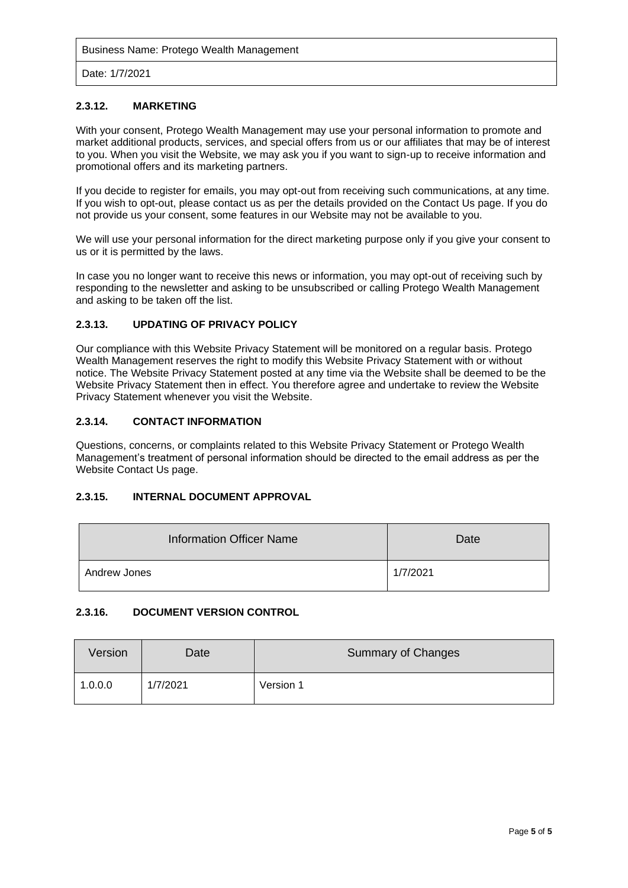| Business Name: Protego Wealth Management |
| --- |
| Date: 1/7/2021 |

### 2.3.12. MARKETING

With your consent, Protego Wealth Management may use your personal information to promote and market additional products, services, and special offers from us or our affiliates that may be of interest to you. When you visit the Website, we may ask you if you want to sign-up to receive information and promotional offers and its marketing partners.

If you decide to register for emails, you may opt-out from receiving such communications, at any time. If you wish to opt-out, please contact us as per the details provided on the Contact Us page. If you do not provide us your consent, some features in our Website may not be available to you.

We will use your personal information for the direct marketing purpose only if you give your consent to us or it is permitted by the laws.

In case you no longer want to receive this news or information, you may opt-out of receiving such by responding to the newsletter and asking to be unsubscribed or calling Protego Wealth Management and asking to be taken off the list.

### 2.3.13. UPDATING OF PRIVACY POLICY

Our compliance with this Website Privacy Statement will be monitored on a regular basis. Protego Wealth Management reserves the right to modify this Website Privacy Statement with or without notice. The Website Privacy Statement posted at any time via the Website shall be deemed to be the Website Privacy Statement then in effect. You therefore agree and undertake to review the Website Privacy Statement whenever you visit the Website.

### 2.3.14. CONTACT INFORMATION

Questions, concerns, or complaints related to this Website Privacy Statement or Protego Wealth Management's treatment of personal information should be directed to the email address as per the Website Contact Us page.

### 2.3.15. INTERNAL DOCUMENT APPROVAL

| Information Officer Name | Date |
| --- | --- |
| Andrew Jones | 1/7/2021 |

### 2.3.16. DOCUMENT VERSION CONTROL

| Version | Date | Summary of Changes |
| --- | --- | --- |
| 1.0.0.0 | 1/7/2021 | Version 1 |